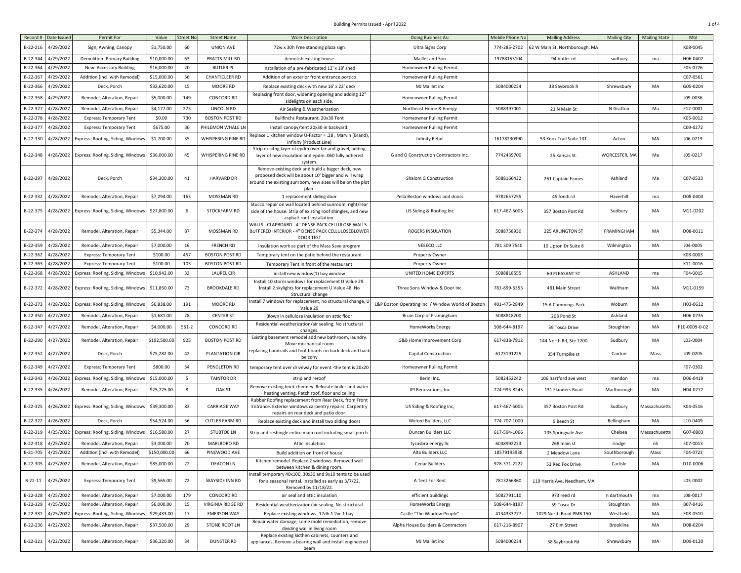# Building Permits Issued - April 2022

| Record # | Date Issued | Permit For | Value | Street No | Street Name | Work Description | Doing Business As: | Mobile Phone No | Mailing Address | Mailing City | Mailing State | MbI |
|---|---|---|---|---|---|---|---|---|---|---|---|---|
| B-22-216 | 4/29/2022 | Sign, Awning, Canopy | $1,750.00 | 60 | UNION AVE | 72w x 30h Free standing plaza sign | Ultra Signs Corp | 774-285-2702 | 62 W Main St, Northborough, MA | | | K08-0045 |
| B-22-344 | 4/29/2022 | Demolition: Primary Building | $10,000.00 | 63 | PRATTS MILL RD | demolish existing house | Maillet and Son | 19788153104 | 94 butler rd | sudbury | ma | H06-0402 |
| B-22-364 | 4/29/2022 | New: Accessory Building | $16,000.00 | 20 | BUTLER PL | Installation of a pre-fabricated 12' x 18' shed | Homeowner Pulling Permit | | | | | F05-0726 |
| B-22-367 | 4/29/2022 | Addition (incl. with Remodel) | $15,000.00 | 56 | CHANTICLEER RD | Addition of an exterior front entrance portico | Homeowner Pulling Permit | | | | | C07-0561 |
| B-22-366 | 4/29/2022 | Deck, Porch | $32,620.00 | 15 | MOORE RD | Replace existing deck with new 16' x 22' deck | MJ Maillet inc | 5084000234 | 38 Saybrook R | Shrewsbury | MA | G05-0204 |
| B-22-358 | 4/29/2022 | Remodel, Alteration, Repair | $5,000.00 | 149 | CONCORD RD | Replacing front door, widening opening and adding 12" sidelights on each side. | Homeowner Pulling Permit | | | | | J09-0036 |
| B-22-327 | 4/28/2022 | Remodel, Alteration, Repair | $4,177.00 | 273 | LINCOLN RD | Air Sealing & Weatherization | Northeast Home & Energy | 5088397001 | 21 N Main St | N Grafton | Ma | F12-0001 |
| B-22-378 | 4/28/2022 | Express: Temporary Tent | $0.00 | 730 | BOSTON POST RD | Bullfinchs Restaurant. 20x30 Tent | Homeowner Pulling Permit | | | | | K05-0012 |
| B-22-377 | 4/28/2022 | Express: Temporary Tent | $675.00 | 30 | PHILEMON WHALE LN | Install canopy/tent 20x30 in backyard. | Homeowner Pulling Permit | | | | | C09-0272 |
| B-22-330 | 4/28/2022 | Express: Roofing, Siding, Windows | $1,700.00 | 35 | WHISPERING PINE RD | Replace 1 kitchen window U-Factor = .28 , Marvin (Brand), Infinity (Product Line) | Infinity Retail | 16178230390 | 53 Knox Trail Suite 101 | Acton | MA | J06-0219 |
| B-22-348 | 4/28/2022 | Express: Roofing, Siding, Windows | $36,000.00 | 45 | WHISPERING PINE RD | Strip exisitng layer of epdm over tar and gravel, adding layer of new insulation and epdm .060 fully adhered system. | G and O Construction Contractors Inc. | 7742439700 | 25 Kansas St. | WORCESTER, MA | Ma | J05-0217 |
| B-22-297 | 4/28/2022 | Deck, Porch | $34,300.00 | 41 | HARVARD DR | Remove existing deck and build a bigger deck, new proposed deck will be about 10' bigger and will wrap around the existing sunroom, new sizes will be on the plot plan. | Shalom G Construction | 5088166432 | 261 Captain Eames | Ashland | Ma | C07-0533 |
| B-22-332 | 4/28/2022 | Remodel, Alteration, Repair | $7,294.00 | 163 | MOSSMAN RD | 1 replacement sliding door | Pella Boston windows and doors | 9782657255 | 45 fondi rd | Haverhill | ma | D08-0404 |
| B-22-375 | 4/28/2022 | Express: Roofing, Siding, Windows | $27,800.00 | 6 | STOCKFARM RD | Stucco repair on wall located behind sunroom, right/rear side of the house. Strip of existing roof shingles, and new asphalt roof installation. | US Siding & Roofing Inc | 617-467-5005 | 357 Boston Post Rd | Sudbury | MA | M11-0202 |
| B-22-374 | 4/28/2022 | Remodel, Alteration, Repair | $5,344.00 | 87 | MOSSMAN RD | WALLS - CLAPBOARD - 4" DENSE PACK CELLULOSE,WALLS - BUFFERED INTERIOR - 4" DENSE PACK CELLULOSEBLOWER DOOR TEST | ROGERS INSULATION | 5088758930 | 225 ARLINGTON ST | FRAMINGHAM | MA | D08-0011 |
| B-22-359 | 4/28/2022 | Remodel, Alteration, Repair | $7,000.00 | 16 | FRENCH RD | Insulation work as part of the Mass Save program | NEEECO LLC | 781 309 7540 | 10 Upton Dr Suite 8 | Wilmington | MA | J04-0005 |
| B-22-362 | 4/28/2022 | Express: Temporary Tent | $100.00 | 457 | BOSTON POST RD | Temporary tent on the patio behind the restaurant | Property Owner | | | | | K08-0003 |
| B-22-363 | 4/28/2022 | Express: Temporary Tent | $100.00 | 103 | BOSTON POST RD | Temporary Tent in front of the restaurant | Property Owner | | | | | K11-0016 |
| B-22-368 | 4/28/2022 | Express: Roofing, Siding, Windows | $10,942.00 | 33 | LAUREL CIR | install new window(1) bay window | UNITED HOME EXPERTS | 5088818555 | 60 PLEASANT ST | ASHLAND | ma | F04-0015 |
| B-22-372 | 4/28/2022 | Express: Roofing, Siding, Windows | $11,850.00 | 73 | BROOKDALE RD | Install 10 storm windows for replacement U Value 29. Install 2 skylights for replacement U Value 48. No Structural change | Three Sons Window & Door Inc. | 781-899-6353 | 481 Main Street | Waltham | MA | M11-0159 |
| B-22-373 | 4/28/2022 | Express: Roofing, Siding, Windows | $6,838.00 | 191 | MOORE RD | Install 7 windows for replacement, no structural change, U Value 29 | L&P Boston Operating Inc. / Window World of Boston | 401-475-2849 | 15 A Cummings Park | Woburn | MA | H03-0612 |
| B-22-350 | 4/27/2022 | Remodel, Alteration, Repair | $1,681.00 | 28 | CENTER ST | Blown in cellulose insulation on attic floor | Bruin Corp of Framingham | 5088818200 | 208 Pond St | Ashland | MA | H06-0735 |
| B-22-347 | 4/27/2022 | Remodel, Alteration, Repair | $4,000.00 | 551-2 | CONCORD RD | Residential weatherization/air sealing. No structural changes. | HomeWorks Energy | 508-644-8197 | 59 Tosca Drive | Stoughton | Massachusetts | F10-0009-0-02 |
| B-22-290 | 4/27/2022 | Remodel, Alteration, Repair | $192,500.00 | 925 | BOSTON POST RD | Existing basement remodel add new bathroom, laundry. Move mechanical room | G&B Home Improvement Corp | 617-838-7912 | 144 North Rd, Ste 1200 | Sudbury | MA | L03-0004 |
| B-22-352 | 4/27/2022 | Deck, Porch | $75,282.00 | 42 | PLANTATION CIR | replacing handrails and foot boards on back deck and back belcony | Capital Construction | 6173191225 | 354 Turnpike st | Canton | Mass | J09-0205 |
| B-22-349 | 4/27/2022 | Express: Temporary Tent | $800.00 | 34 | PENDLETON RD | temporary tent over driveway for event -the tent is 20x20 | Homeowner Pulling Permit | | | | | F07-0302 |
| B-22-343 | 4/26/2022 | Express: Roofing, Siding, Windows | $15,000.00 | 5 | TAINTOR DR | strip and reroof | Berini Inc. | 5082452242 | 106 hartford ave west | mendon | ma | D06-0419 |
| B-22-335 | 4/26/2022 | Remodel, Alteration, Repair | $25,725.00 | 8 | OAK ST | Remove existing brick chimney. Relocate boiler and water heating venting. Patch roof, floor and ceiling | IPI Renovations, Inc | 774-993-8245 | 131 Flanders Road | Marlborough | MA | H04-0272 |
| B-22-325 | 4/26/2022 | Express: Roofing, Siding, Windows | $39,300.00 | 83 | CARRIAGE WAY | Rubber Roofing replacement from Rear Deck, from Front Entrance. Exterior windows carpentry repairs. Carpentry repairs on rear deck and patio door. | US Siding & Roofing Inc, | 617-467-5005 | 357 Boston Post Rd | Sudbury | Massachusetts | K04-0516 |
| B-22-322 | 4/26/2022 | Deck, Porch | $54,524.00 | 56 | CUTLER FARM RD | Replace existing deck and install two sliding doors | Wicked Builders, LLC | 774-707-1000 | 9 Beech St | Bellingham | MA | L10-0409 |
| B-22-319 | 4/25/2022 | Express: Roofing, Siding, Windows | $16,580.00 | 27 | STUBTOE LN | Strip and reshingle entire main roof including small porch. | Duncan Builders LLC | 617-594-1066 | 105 Springvale Ave | Chelsea | Massachusetts | G07-0803 |
| B-22-318 | 4/25/2022 | Remodel, Alteration, Repair | $3,000.00 | 70 | MARLBORO RD | Attic insulation | tycasbra energy llc | 6038992223 | 268 main st | rindge | nh | E07-0013 |
| B-21-705 | 4/25/2022 | Addition (incl. with Remodel) | $150,000.00 | 66 | PINEWOOD AVE | Build addition on front of house | Alta Builders LLC | 18579193938 | 2 Meadow Lane | Southborough | Mass | F04-0723 |
| B-22-305 | 4/25/2022 | Remodel, Alteration, Repair | $85,000.00 | 22 | DEACON LN | Kitchen remodel. Replace 2 windows. Removed wall between kitchen & dining room. | Cedar Builders | 978-371-2222 | 53 Red Fox Drive | Carlisle | MA | D10-0006 |
| B-22-11 | 4/25/2022 | Express: Temporary Tent | $9,565.00 | 72 | WAYSIDE INN RD | Install temporary 40x100, 30x30 and 9x10 tents to be used for a seasonal rental. Installed as early as 3/7/22. Removed by 11/18/22. | A Tent For Rent | 7813266360 | 119 Harris Ave, Needham, MA | | | L03-0002 |
| B-22-328 | 4/25/2022 | Remodel, Alteration, Repair | $7,000.00 | 179 | CONCORD RD | air seal and attic insulation | efficient buildings | 5082791110 | 973 reed rd | n dartmouth | ma | J08-0017 |
| B-22-329 | 4/25/2022 | Remodel, Alteration, Repair | $6,000.00 | 15 | VIRGINIA RIDGE RD | Residential weatherization/air sealing. No structural | HomeWorks Energy | 508-644-8197 | 59 Tosca Dr | Stoughton | MA | B07-0416 |
| B-22-331 | 4/25/2022 | Express: Roofing, Siding, Windows | $29,433.00 | 17 | EMERSON WAY | Replace existing windows- 17dh 1 2vc 1 bay. | Castle "The Window People" | 4134333777 | 1029 North Road PMB 150 | Westfield | MA | E08-0510 |
| B-22-236 | 4/22/2022 | Remodel, Alteration, Repair | $37,500.00 | 29 | STONE ROOT LN | Repair water damage, some mold remediation, remove dividing wall in living room | Alpha House Builders & Contractors | 617-216-8907 | 27 Elm Street | Brookline | MA | D08-0204 |
| B-22-321 | 4/22/2022 | Remodel, Alteration, Repair | $36,320.00 | 34 | DUNSTER RD | Replace existing kicthen cabinets, counters and appliances. Remove a bearing wall and install engineered beam | MJ Maillet inc | 5084000234 | 38 Saybrook Rd | Shrewsbury | MA | D09-0120 |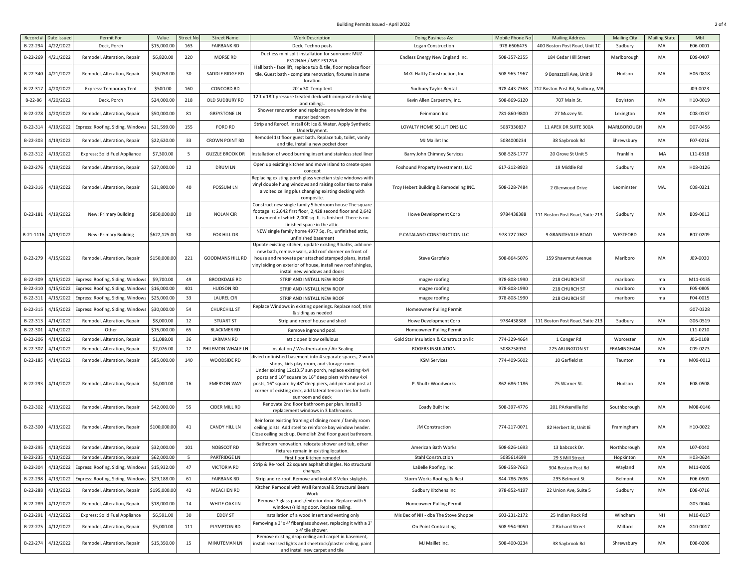| Record # | Date Issued | Permit For | Value | Street No | Street Name | Work Description | Doing Business As: | Mobile Phone No | Mailing Address | Mailing City | Mailing State | Mbl |
|---|---|---|---|---|---|---|---|---|---|---|---|---|
| B-22-294 | 4/22/2022 | Deck, Porch | $15,000.00 | 163 | FAIRBANK RD | Deck, Techno posts | Logan Construction | 978-6606475 | 400 Boston Post Road, Unit 1C | Sudbury | MA | E06-0001 |
| B-22-269 | 4/21/2022 | Remodel, Alteration, Repair | $6,820.00 | 220 | MORSE RD | Ductless mini split installation for sunroom: MUZ-FS12NAH / MSZ-FS12NA | Endless Energy New England Inc. | 508-357-2355 | 184 Cedar Hill Street | Marlborough | MA | E09-0407 |
| B-22-340 | 4/21/2022 | Remodel, Alteration, Repair | $54,058.00 | 30 | SADDLE RIDGE RD | Hall bath - face lift, replace tub & tile, floor replace floor tile. Guest bath - complete renovation, fixtures in same location | M.G. Haffty Construction, Inc | 508-965-1967 | 9 Bonazzoli Ave, Unit 9 | Hudson | MA | H06-0818 |
| B-22-317 | 4/20/2022 | Express: Temporary Tent | $500.00 | 160 | CONCORD RD | 20' x 30' Temp tent | Sudbury Taylor Rental | 978-443-7368 | 712 Boston Post Rd, Sudbury, MA | | | J09-0023 |
| B-22-86 | 4/20/2022 | Deck, Porch | $24,000.00 | 218 | OLD SUDBURY RD | 12ft x 18ft pressure treated deck with composite decking and railings. | Kevin Allen Carpentry, Inc. | 508-869-6120 | 707 Main St. | Boylston | MA | H10-0019 |
| B-22-278 | 4/20/2022 | Remodel, Alteration, Repair | $50,000.00 | 81 | GREYSTONE LN | Shower renovation and replacing one window in the master bedroom | Feinmann Inc | 781-860-9800 | 27 Muzzey St. | Lexington | MA | C08-0137 |
| B-22-314 | 4/19/2022 | Express: Roofing, Siding, Windows | $21,599.00 | 155 | FORD RD | Strip and Reroof. Install 6ft Ice & Water. Apply Synthetic Underlayment. | LOYALTY HOME SOLUTIONS LLC | 5087330837 | 11 APEX DR SUITE 300A | MARLBOROUGH | MA | D07-0456 |
| B-22-303 | 4/19/2022 | Remodel, Alteration, Repair | $22,620.00 | 33 | CROWN POINT RD | Remodel 1st floor guest bath. Replace tub, toilet, vanity and tile. Install a new pocket door | MJ Maillet Inc | 5084000234 | 38 Saybrook Rd | Shrewsbury | MA | F07-0216 |
| B-22-312 | 4/19/2022 | Express: Solid Fuel Appliance | $7,300.00 | 5 | GUZZLE BROOK DR | Installation of wood burning insert and stainless steel liner | Barry John Chimney Services | 508-528-1777 | 20 Grove St Unit 5 | Franklin | MA | L11-0318 |
| B-22-276 | 4/19/2022 | Remodel, Alteration, Repair | $27,000.00 | 12 | DRUM LN | Open up existing kitchen and move island to create open concept | Foxhound Property Investments, LLC | 617-212-8923 | 19 Middle Rd | Sudbury | MA | H08-0126 |
| B-22-316 | 4/19/2022 | Remodel, Alteration, Repair | $31,800.00 | 40 | POSSUM LN | Replacing existing porch glass venetian style windows with vinyl double hung windows and raising collar ties to make a volted ceiling plus changing existing decking with composite. | Troy Hebert Building & Remodeling INC. | 508-328-7484 | 2 Glenwood Drive | Leominster | MA. | C08-0321 |
| B-22-181 | 4/19/2022 | New: Primary Building | $850,000.00 | 10 | NOLAN CIR | Construct new single family 5 bedroom house The square footage is; 2,642 first floor, 2,428 second floor and 2,642 basement of which 2,000 sq. ft. is finished. There is no finished space in the attic. | Howe Development Corp | 9784438388 | 111 Boston Post Road, Suite 213 | Sudbury | MA | B09-0013 |
| B-21-1116 | 4/19/2022 | New: Primary Building | $622,125.00 | 30 | FOX HILL DR | NEW single family home 4977 Sq. Ft., unfinished attic, unfinished basement | P.CATALANO CONSTRUCTION LLC | 978 727 7687 | 9 GRANITEVILLE ROAD | WESTFORD | MA | B07-0209 |
| B-22-279 | 4/15/2022 | Remodel, Alteration, Repair | $150,000.00 | 221 | GOODMANS HILL RD | Update existing kitchen, update existing 3 baths, add one new bath, remove walls, add roof dormer on front of house and renovate per attached stamped plans, install vinyl siding on exterior of house, install new roof shingles, install new windows and doors | Steve Garofalo | 508-864-5076 | 159 Shawmut Avenue | Marlboro | MA | J09-0030 |
| B-22-309 | 4/15/2022 | Express: Roofing, Siding, Windows | $9,700.00 | 49 | BROOKDALE RD | STRIP AND INSTALL NEW ROOF | magee roofing | 978-808-1990 | 218 CHURCH ST | marlboro | ma | M11-0135 |
| B-22-310 | 4/15/2022 | Express: Roofing, Siding, Windows | $16,000.00 | 401 | HUDSON RD | STRIP AND INSTALL NEW ROOF | magee roofing | 978-808-1990 | 218 CHURCH ST | marlboro | ma | F05-0805 |
| B-22-311 | 4/15/2022 | Express: Roofing, Siding, Windows | $25,000.00 | 33 | LAUREL CIR | STRIP AND INSTALL NEW ROOF | magee roofing | 978-808-1990 | 218 CHURCH ST | marlboro | ma | F04-0015 |
| B-22-315 | 4/15/2022 | Express: Roofing, Siding, Windows | $30,000.00 | 54 | CHURCHILL ST | Replace Windows in existing openings. Replace roof, trim & siding as needed | Homeowner Pulling Permit | | | | | G07-0328 |
| B-22-313 | 4/14/2022 | Remodel, Alteration, Repair | $8,000.00 | 12 | STUART ST | Strip and reroof house and shed | Howe Development Corp | 9784438388 | 111 Boston Post Road, Suite 213 | Sudbury | MA | G06-0519 |
| B-22-301 | 4/14/2022 | Other | $15,000.00 | 65 | BLACKMER RD | Remove inground pool. | Homeowner Pulling Permit | | | | | L11-0210 |
| B-22-206 | 4/14/2022 | Remodel, Alteration, Repair | $1,088.00 | 36 | JARMAN RD | attic open blow cellulous | Gold Star Insulation & Construction llc | 774-329-4664 | 1 Conger Rd | Worcester | MA | J06-0108 |
| B-22-307 | 4/14/2022 | Remodel, Alteration, Repair | $2,076.00 | 12 | PHILEMON WHALE LN | Insulation / Weatherizaton / Air Sealing | ROGERS INSULATION | 5088758930 | 225 ARLINGTON ST | FRAMINGHAM | MA | C09-0273 |
| B-22-185 | 4/14/2022 | Remodel, Alteration, Repair | $85,000.00 | 140 | WOODSIDE RD | divied unfinished basement into 4 separate spaces, 2 work shops, kids play room, and storage room | KSM Services | 774-409-5602 | 10 Garfield st | Taunton | ma | M09-0012 |
| B-22-293 | 4/14/2022 | Remodel, Alteration, Repair | $4,000.00 | 16 | EMERSON WAY | Under existing 12x13.5' sun porch, replace existing 4x4 posts and 10" square by 16" deep piers with new 4x4 posts, 16" square by 48" deep piers, add pier and post at corner of existing deck, add lateral tension ties for both sunroom and deck | P. Shultz Woodworks | 862-686-1186 | 75 Warner St. | Hudson | MA | E08-0508 |
| B-22-302 | 4/13/2022 | Remodel, Alteration, Repair | $42,000.00 | 55 | CIDER MILL RD | Renovate 2nd floor bathroom per plan. Install 3 replacement windows in 3 bathrooms | Coady Built Inc | 508-397-4776 | 201 PArkerville Rd | Southborough | MA | M08-0146 |
| B-22-300 | 4/13/2022 | Remodel, Alteration, Repair | $100,000.00 | 41 | CANDY HILL LN | Reinforce existing framing of dining room / family room ceiling joists. Add steel to reinforce bay window header. Close ceiling back up. Demolish 2nd floor guest bathroom. | JM Construction | 774-217-0071 | 82 Herbert St, Unit IE | Framingham | MA | H10-0022 |
| B-22-295 | 4/13/2022 | Remodel, Alteration, Repair | $32,000.00 | 101 | NOBSCOT RD | Bathroom renovation. relocate shower and tub, other fixtures remain in existing location. | American Bath Works | 508-826-1693 | 13 babcock Dr. | Northborough | MA | L07-0040 |
| B-22-235 | 4/13/2022 | Remodel, Alteration, Repair | $62,000.00 | 5 | PARTRIDGE LN | First floor Kitchen remodel | Stahl Construction | 5085614699 | 29 S Mill Street | Hopkinton | MA | H03-0624 |
| B-22-304 | 4/13/2022 | Express: Roofing, Siding, Windows | $15,932.00 | 47 | VICTORIA RD | Strip & Re-roof. 22 square asphalt shingles. No structural changes. | LaBelle Roofing, Inc. | 508-358-7663 | 304 Boston Post Rd | Wayland | MA | M11-0205 |
| B-22-298 | 4/13/2022 | Express: Roofing, Siding, Windows | $29,188.00 | 61 | FAIRBANK RD | Strip and re-roof. Remove and install 8 Velux skylights. | Storm Works Roofing & Rest | 844-786-7696 | 295 Belmont St | Belmont | MA | F06-0501 |
| B-22-288 | 4/13/2022 | Remodel, Alteration, Repair | $195,000.00 | 42 | MEACHEN RD | Kitchen Remodel with Wall Removal & Structural Beam Work | Sudbury Kitchens Inc | 978-852-4197 | 22 Union Ave, Suite 5 | Sudbury | MA | E08-0716 |
| B-22-289 | 4/12/2022 | Remodel, Alteration, Repair | $18,000.00 | 14 | WHITE OAK LN | Remove 7 glass panels/exterior door. Replace with 5 windows/sliding door. Replace railing. | Homeowner Pulling Permit | | | | | G05-0044 |
| B-22-291 | 4/12/2022 | Express: Solid Fuel Appliance | $6,591.00 | 30 | EDDY ST | Installation of a wood insert and venting only | Mis Bec of NH - dba The Stove Shoppe | 603-231-2172 | 25 Indian Rock Rd | Windham | NH | M10-0127 |
| B-22-275 | 4/12/2022 | Remodel, Alteration, Repair | $5,000.00 | 111 | PLYMPTON RD | Removing a 3' x 4' fiberglass shower, replacing it with a 3' x 4' tile shower. | On Point Contracting | 508-954-9050 | 2 Richard Street | Milford | MA | G10-0017 |
| B-22-274 | 4/12/2022 | Remodel, Alteration, Repair | $15,350.00 | 15 | MINUTEMAN LN | Remove existing drop ceiling and carpet in basement, install recessed lights and sheetrock/plaster ceiling, paint and install new carpet and tile | MJ Maillet Inc. | 508-400-0234 | 38 Saybrook Rd | Shrewsbury | MA | E08-0206 |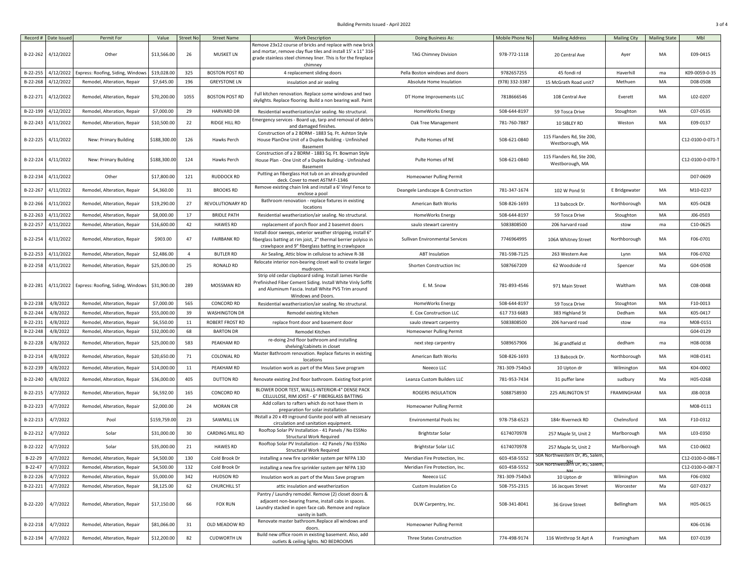| Record # | Date Issued | Permit For | Value | Street No | Street Name | Work Description | Doing Business As: | Mobile Phone No | Mailing Address | Mailing City | Mailing State | Mbl |
|---|---|---|---|---|---|---|---|---|---|---|---|---|
| B-22-262 | 4/12/2022 | Other | $13,566.00 | 26 | MUSKET LN | Remove 23x12 course of bricks and replace with new brick and mortar, remove clay flue tiles and install 15' x 11" 316-grade stainless steel chimney liner. This is for the fireplace chimney | TAG Chimney Division | 978-772-1118 | 20 Central Ave | Ayer | MA | E09-0415 |
| B-22-255 | 4/12/2022 | Express: Roofing, Siding, Windows | $19,028.00 | 325 | BOSTON POST RD | 4 replacement sliding doors | Pella Boston windows and doors | 9782657255 | 45 fondi rd | Haverhill | ma | K09-0059-0-35 |
| B-22-268 | 4/12/2022 | Remodel, Alteration, Repair | $7,645.00 | 196 | GREYSTONE LN | insulation and air sealing | Absolute Home Insulation | (978) 332-3387 | 15 McGrath Road unit7 | Methuen | MA | D08-0508 |
| B-22-271 | 4/12/2022 | Remodel, Alteration, Repair | $70,200.00 | 1055 | BOSTON POST RD | Full kitchen renovation. Replace some windows and two skylights. Replace flooring. Build a non bearing wall. Paint | DT Home Improvements LLC | 7818666546 | 108 Central Ave | Everett | MA | L02-0207 |
| B-22-199 | 4/12/2022 | Remodel, Alteration, Repair | $7,000.00 | 29 | HARVARD DR | Residential weatherization/air sealing. No structural. | HomeWorks Energy | 508-644-8197 | 59 Tosca Drive | Stoughton | MA | C07-0535 |
| B-22-243 | 4/11/2022 | Remodel, Alteration, Repair | $10,500.00 | 22 | RIDGE HILL RD | Emergency services - Board up, tarp and removal of debris and damaged finishes. | Oak Tree Management | 781-760-7887 | 10 SIBLEY RD | Weston | MA | E09-0137 |
| B-22-225 | 4/11/2022 | New: Primary Building | $188,300.00 | 126 | Hawks Perch | Construction of a 2 BDRM - 1883 Sq. Ft. Ashton Style House PlanOne Unit of a Duplex Building - Unfinished Basement | Pulte Homes of NE | 508-621-0840 | 115 Flanders Rd, Ste 200, Westborough, MA | | | C12-0100-0-071-T |
| B-22-224 | 4/11/2022 | New: Primary Building | $188,300.00 | 124 | Hawks Perch | Construction of a 2 BDRM - 1883 Sq. Ft. Bowman Style House Plan - One Unit of a Duplex Building - Unfinished Basement | Pulte Homes of NE | 508-621-0840 | 115 Flanders Rd, Ste 200, Westborough, MA | | | C12-0100-0-070-T |
| B-22-234 | 4/11/2022 | Other | $17,800.00 | 121 | RUDDOCK RD | Putting an fiberglass Hot tub on an already grounded deck. Cover to meet ASTM F-1346 | Homeowner Pulling Permit | | | | | D07-0609 |
| B-22-267 | 4/11/2022 | Remodel, Alteration, Repair | $4,360.00 | 31 | BROOKS RD | Remove existing chain link and install a 6' Vinyl Fence to enclose a pool | Deangele Landscape & Construction | 781-347-1674 | 102 W Pond St | E Bridgewater | MA | M10-0237 |
| B-22-266 | 4/11/2022 | Remodel, Alteration, Repair | $19,290.00 | 27 | REVOLUTIONARY RD | Bathroom renovation - replace fixtures in existing locations | American Bath Works | 508-826-1693 | 13 babcock Dr. | Northborough | MA | K05-0428 |
| B-22-263 | 4/11/2022 | Remodel, Alteration, Repair | $8,000.00 | 17 | BRIDLE PATH | Residential weatherization/air sealing. No structural. | HomeWorks Energy | 508-644-8197 | 59 Tosca Drive | Stoughton | MA | J06-0503 |
| B-22-257 | 4/11/2022 | Remodel, Alteration, Repair | $16,600.00 | 42 | HAWES RD | replacement of porch floor and 2 basemnt doors | saulo stewart carentry | 5083808500 | 206 harvard road | stow | ma | C10-0625 |
| B-22-254 | 4/11/2022 | Remodel, Alteration, Repair | $903.00 | 47 | FAIRBANK RD | Install door sweeps, exterior weather stripping, install 6" fiberglass batting at rim joist, 2" thermal berrier polyiso in crawlspace and 9" fiberglass batting in crawlspace | Sullivan Environmental Services | 7746964995 | 106A Whitney Street | Northborough | MA | F06-0701 |
| B-22-253 | 4/11/2022 | Remodel, Alteration, Repair | $2,486.00 | 4 | BUTLER RD | Air Sealing, Attic blow in cellulose to achieve R-38 | ABT Insulation | 781-598-7125 | 263 Western Ave | Lynn | MA | F06-0702 |
| B-22-258 | 4/11/2022 | Remodel, Alteration, Repair | $25,000.00 | 25 | RONALD RD | Relocate interior non-bearing closet wall to create larger mudroom. | Shorten Construction Inc | 5087667209 | 62 Woodside rd | Spencer | Ma | G04-0508 |
| B-22-281 | 4/11/2022 | Express: Roofing, Siding, Windows | $31,900.00 | 289 | MOSSMAN RD | Strip old cedar clapboard siding. Install James Hardie Prefinished Fiber Cement Siding. Install White Vinly Soffit and Aluminum Fascia. Install White PVS Trim around Windows and Doors. | E. M. Snow | 781-893-4546 | 971 Main Street | Waltham | MA | C08-0048 |
| B-22-238 | 4/8/2022 | Remodel, Alteration, Repair | $7,000.00 | 565 | CONCORD RD | Residential weatherization/air sealing. No structural. | HomeWorks Energy | 508-644-8197 | 59 Tosca Drive | Stoughton | MA | F10-0013 |
| B-22-244 | 4/8/2022 | Remodel, Alteration, Repair | $55,000.00 | 39 | WASHINGTON DR | Remodel existing kitchen | E. Cox Construction LLC | 617 733 6683 | 383 Highland St | Dedham | MA | K05-0417 |
| B-22-231 | 4/8/2022 | Remodel, Alteration, Repair | $6,550.00 | 11 | ROBERT FROST RD | replace front door and basement door | saulo stewart carpentry | 5083808500 | 206 harvard road | stow | ma | M08-0151 |
| B-22-248 | 4/8/2022 | Remodel, Alteration, Repair | $32,000.00 | 68 | BARTON DR | Remodel Kitchen | Homeowner Pulling Permit | | | | | G04-0129 |
| B-22-228 | 4/8/2022 | Remodel, Alteration, Repair | $25,000.00 | 583 | PEAKHAM RD | re-doing 2nd floor bathroom and installing shelving/cabinets in closet | next step carpentry | 5089657906 | 36 grandfield st | dedham | ma | H08-0038 |
| B-22-214 | 4/8/2022 | Remodel, Alteration, Repair | $20,650.00 | 71 | COLONIAL RD | Master Bathroom renovation. Replace fixtures in existing locations | American Bath Works | 508-826-1693 | 13 Babcock Dr. | Northborough | MA | H08-0141 |
| B-22-239 | 4/8/2022 | Remodel, Alteration, Repair | $14,000.00 | 11 | PEAKHAM RD | Insulation work as part of the Mass Save program | Neeeco LLC | 781-309-7540x3 | 10 Upton dr | Wilmington | MA | K04-0002 |
| B-22-240 | 4/8/2022 | Remodel, Alteration, Repair | $36,000.00 | 405 | DUTTON RD | Renovate existing 2nd floor bathroom. Existing foot print | Leanza Custom Builders LLC | 781-953-7434 | 31 puffer lane | sudbury | Ma | H05-0268 |
| B-22-215 | 4/7/2022 | Remodel, Alteration, Repair | $6,592.00 | 165 | CONCORD RD | BLOWER DOOR TEST, WALLS-INTERIOR-4" DENSE PACK CELLULOSE, RIM JOIST - 6" FIBERGLASS BATTING | ROGERS INSULATION | 5088758930 | 225 ARLINGTON ST | FRAMINGHAM | MA | J08-0018 |
| B-22-223 | 4/7/2022 | Remodel, Alteration, Repair | $2,000.00 | 24 | MORAN CIR | Add collars to rafters which do not have them in preparation for solar installation | Homeowner Pulling Permit | | | | | M08-0111 |
| B-22-213 | 4/7/2022 | Pool | $159,759.00 | 23 | SAWMILL LN | INstall a 20 x 49 inground Gunite pool with all nessesary circulation and sanitation equipment. | Environmental Pools Inc | 978-758-6523 | 184r Riverneck RD | Chelmsford | MA | F10-0312 |
| B-22-212 | 4/7/2022 | Solar | $31,000.00 | 30 | CARDING MILL RD | Rooftop Solar PV Installation - 41 Panels / No ESSNo Structural Work Required | Brightstar Solar | 6174070978 | 257 Maple St, Unit 2 | Marlborough | MA | L03-0350 |
| B-22-222 | 4/7/2022 | Solar | $35,000.00 | 21 | HAWES RD | Rooftop Solar PV Installation - 42 Panels / No ESSNo Structural Work Required | Brightstar Solar LLC | 6174070978 | 257 Maple St, Unit 2 | Marlborough | MA | C10-0602 |
| B-22-29 | 4/7/2022 | Remodel, Alteration, Repair | $4,500.00 | 130 | Cold Brook Dr | installing a new fire sprinkler system per NFPA 13D | Meridian Fire Protection, Inc. | 603-458-5552 | 50A Northwestern Dr, #5, Salem, NH | | | C12-0100-0-086-T |
| B-22-47 | 4/7/2022 | Remodel, Alteration, Repair | $4,500.00 | 132 | Cold Brook Dr | installing a new fire sprinkler system per NFPA 13D | Meridian Fire Protection, Inc. | 603-458-5552 | 50A Northwestern Dr, #5, Salem, NH | | | C12-0100-0-087-T |
| B-22-226 | 4/7/2022 | Remodel, Alteration, Repair | $5,000.00 | 342 | HUDSON RD | Insulation work as part of the Mass Save program | Neeeco LLC | 781-309-7540x3 | 10 Upton dr | Wilmington | MA | F06-0302 |
| B-22-221 | 4/7/2022 | Remodel, Alteration, Repair | $8,125.00 | 62 | CHURCHILL ST | attic insulation and weatherization | Custom Insulation Co | 508-755-2315 | 16 Jacques Street | Worcester | Ma | G07-0327 |
| B-22-220 | 4/7/2022 | Remodel, Alteration, Repair | $17,150.00 | 66 | FOX RUN | Pantry / Laundry remodel. Remove (2) closet doors & adjacent non-bearing frame, install cabs in spaces. Laundry stacked in open face cab. Remove and replace vanity in bath. | DLW Carpentry, Inc. | 508-341-8041 | 36 Grove Street | Bellingham | MA | H05-0615 |
| B-22-218 | 4/7/2022 | Remodel, Alteration, Repair | $81,066.00 | 31 | OLD MEADOW RD | Renovate master bathroom.Replace all windows and doors. | Homeowner Pulling Permit | | | | | K06-0136 |
| B-22-194 | 4/7/2022 | Remodel, Alteration, Repair | $12,200.00 | 82 | CUDWORTH LN | Build new office room in existing basement. Also, add outlets & ceiling lights. NO BEDROOMS | Three States Construction | 774-498-9174 | 116 Winthrop St Apt A | Framingham | MA | E07-0139 |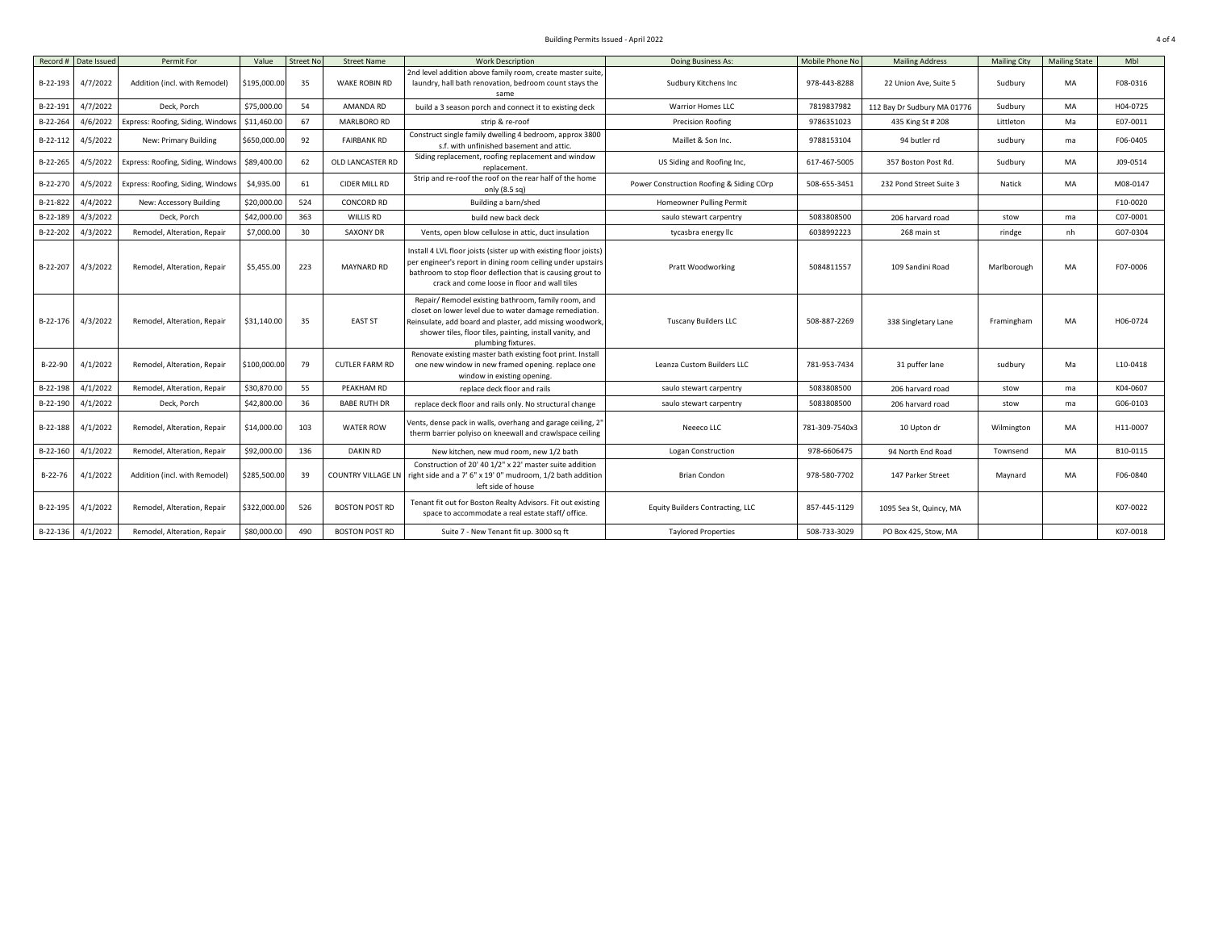| Record # | Date Issued | Permit For | Value | Street No | Street Name | Work Description | Doing Business As: | Mobile Phone No | Mailing Address | Mailing City | Mailing State | MbI |
|---|---|---|---|---|---|---|---|---|---|---|---|---|
| B-22-193 | 4/7/2022 | Addition (incl. with Remodel) | $195,000.00 | 35 | WAKE ROBIN RD | 2nd level addition above family room, create master suite, laundry, hall bath renovation, bedroom count stays the same | Sudbury Kitchens Inc | 978-443-8288 | 22 Union Ave, Suite 5 | Sudbury | MA | F08-0316 |
| B-22-191 | 4/7/2022 | Deck, Porch | $75,000.00 | 54 | AMANDA RD | build a 3 season porch and connect it to existing deck | Warrior Homes LLC | 7819837982 | 112 Bay Dr Sudbury MA 01776 | Sudbury | MA | H04-0725 |
| B-22-264 | 4/6/2022 | Express: Roofing, Siding, Windows | $11,460.00 | 67 | MARLBORO RD | strip & re-roof | Precision Roofing | 9786351023 | 435 King St # 208 | Littleton | Ma | E07-0011 |
| B-22-112 | 4/5/2022 | New: Primary Building | $650,000.00 | 92 | FAIRBANK RD | Construct single family dwelling 4 bedroom, approx 3800 s.f. with unfinished basement and attic. | Maillet & Son Inc. | 9788153104 | 94 butler rd | sudbury | ma | F06-0405 |
| B-22-265 | 4/5/2022 | Express: Roofing, Siding, Windows | $89,400.00 | 62 | OLD LANCASTER RD | Siding replacement, roofing replacement and window replacement. | US Siding and Roofing Inc, | 617-467-5005 | 357 Boston Post Rd. | Sudbury | MA | J09-0514 |
| B-22-270 | 4/5/2022 | Express: Roofing, Siding, Windows | $4,935.00 | 61 | CIDER MILL RD | Strip and re-roof the roof on the rear half of the home only (8.5 sq) | Power Construction Roofing & Siding COrp | 508-655-3451 | 232 Pond Street Suite 3 | Natick | MA | M08-0147 |
| B-21-822 | 4/4/2022 | New: Accessory Building | $20,000.00 | 524 | CONCORD RD | Building a barn/shed | Homeowner Pulling Permit | | | | | F10-0020 |
| B-22-189 | 4/3/2022 | Deck, Porch | $42,000.00 | 363 | WILLIS RD | build new back deck | saulo stewart carpentry | 5083808500 | 206 harvard road | stow | ma | C07-0001 |
| B-22-202 | 4/3/2022 | Remodel, Alteration, Repair | $7,000.00 | 30 | SAXONY DR | Vents, open blow cellulose in attic, duct insulation | tycasbra energy llc | 6038992223 | 268 main st | rindge | nh | G07-0304 |
| B-22-207 | 4/3/2022 | Remodel, Alteration, Repair | $5,455.00 | 223 | MAYNARD RD | Install 4 LVL floor joists (sister up with existing floor joists) per engineer's report in dining room ceiling under upstairs bathroom to stop floor deflection that is causing grout to crack and come loose in floor and wall tiles | Pratt Woodworking | 5084811557 | 109 Sandini Road | Marlborough | MA | F07-0006 |
| B-22-176 | 4/3/2022 | Remodel, Alteration, Repair | $31,140.00 | 35 | EAST ST | Repair/ Remodel existing bathroom, family room, and closet on lower level due to water damage remediation. Reinsulate, add board and plaster, add missing woodwork, shower tiles, floor tiles, painting, install vanity, and plumbing fixtures. | Tuscany Builders LLC | 508-887-2269 | 338 Singletary Lane | Framingham | MA | H06-0724 |
| B-22-90 | 4/1/2022 | Remodel, Alteration, Repair | $100,000.00 | 79 | CUTLER FARM RD | Renovate existing master bath existing foot print. Install one new window in new framed opening. replace one window in existing opening. | Leanza Custom Builders LLC | 781-953-7434 | 31 puffer lane | sudbury | Ma | L10-0418 |
| B-22-198 | 4/1/2022 | Remodel, Alteration, Repair | $30,870.00 | 55 | PEAKHAM RD | replace deck floor and rails | saulo stewart carpentry | 5083808500 | 206 harvard road | stow | ma | K04-0607 |
| B-22-190 | 4/1/2022 | Deck, Porch | $42,800.00 | 36 | BABE RUTH DR | replace deck floor and rails only. No structural change | saulo stewart carpentry | 5083808500 | 206 harvard road | stow | ma | G06-0103 |
| B-22-188 | 4/1/2022 | Remodel, Alteration, Repair | $14,000.00 | 103 | WATER ROW | Vents, dense pack in walls, overhang and garage ceiling, 2" therm barrier polyiso on kneewall and crawlspace ceiling | Neeeco LLC | 781-309-7540x3 | 10 Upton dr | Wilmington | MA | H11-0007 |
| B-22-160 | 4/1/2022 | Remodel, Alteration, Repair | $92,000.00 | 136 | DAKIN RD | New kitchen, new mud room, new 1/2 bath | Logan Construction | 978-6606475 | 94 North End Road | Townsend | MA | B10-0115 |
| B-22-76 | 4/1/2022 | Addition (incl. with Remodel) | $285,500.00 | 39 | COUNTRY VILLAGE LN | Construction of 20' 40 1/2" x 22' master suite addition right side and a 7' 6" x 19' 0" mudroom, 1/2 bath addition left side of house | Brian Condon | 978-580-7702 | 147 Parker Street | Maynard | MA | F06-0840 |
| B-22-195 | 4/1/2022 | Remodel, Alteration, Repair | $322,000.00 | 526 | BOSTON POST RD | Tenant fit out for Boston Realty Advisors. Fit out existing space to accommodate a real estate staff/ office. | Equity Builders Contracting, LLC | 857-445-1129 | 1095 Sea St, Quincy, MA | | | K07-0022 |
| B-22-136 | 4/1/2022 | Remodel, Alteration, Repair | $80,000.00 | 490 | BOSTON POST RD | Suite 7 - New Tenant fit up. 3000 sq ft | Taylored Properties | 508-733-3029 | PO Box 425, Stow, MA | | | K07-0018 |